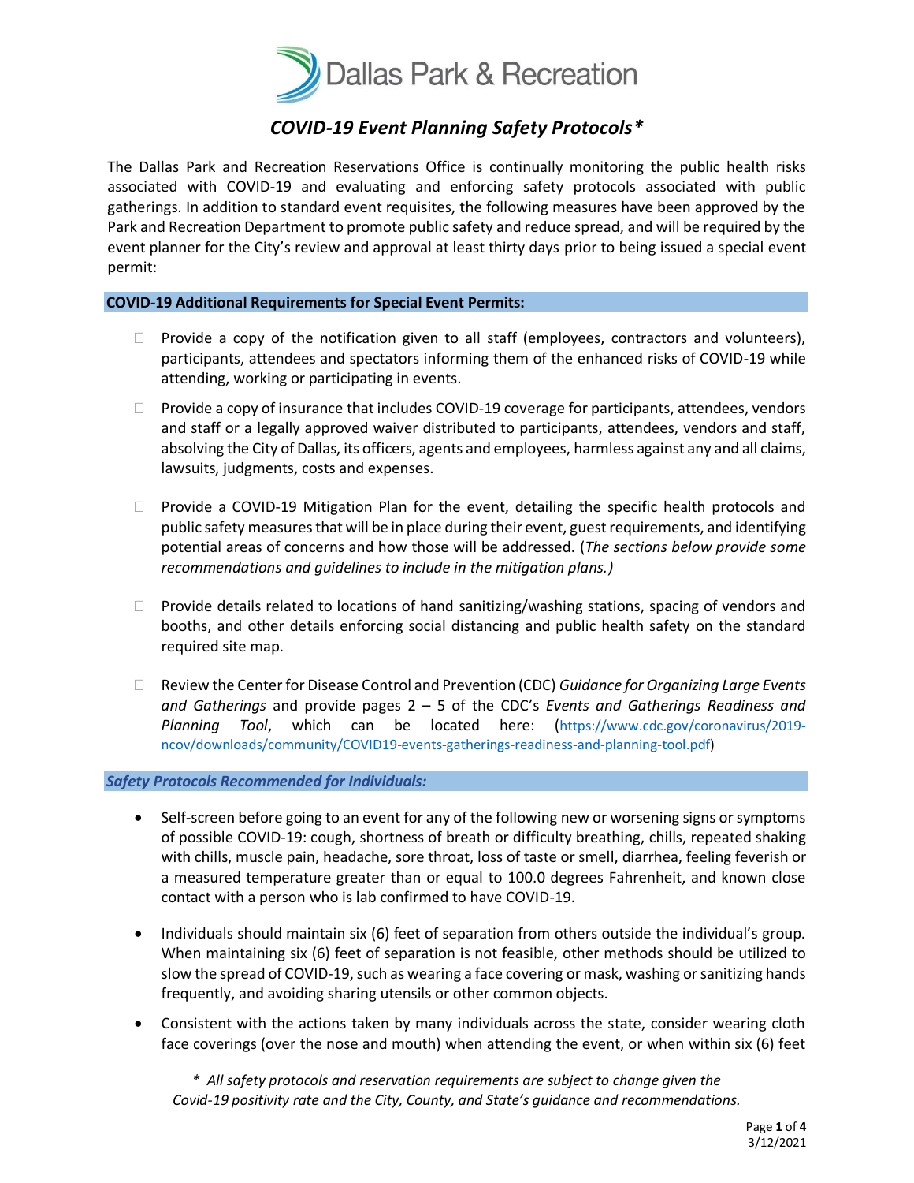# COVID-19 Event Planning Safety Protocols*

The Dallas Park and Recreation Reservations Office is continually monitoring the public health risks associated with COVID-19 and evaluating and enforcing safety protocols associated with public gatherings. In addition to standard event requisites, the following measures have been approved by the Park and Recreation Department to promote public safety and reduce spread, and will be required by the event planner for the City's review and approval at least thirty days prior to being issued a special event permit:

## COVID-19 Additional Requirements for Special Event Permits:

- ☐ Provide a copy of the notification given to all staff (employees, contractors and volunteers), participants, attendees and spectators informing them of the enhanced risks of COVID-19 while attending, working or participating in events.
- ☐ Provide a copy of insurance that includes COVID-19 coverage for participants, attendees, vendors and staff or a legally approved waiver distributed to participants, attendees, vendors and staff, absolving the City of Dallas, its officers, agents and employees, harmless against any and all claims, lawsuits, judgments, costs and expenses.
- ☐ Provide a COVID-19 Mitigation Plan for the event, detailing the specific health protocols and public safety measures that will be in place during their event, guest requirements, and identifying potential areas of concerns and how those will be addressed. (*The sections below provide some recommendations and guidelines to include in the mitigation plans.)*
- ☐ Provide details related to locations of hand sanitizing/washing stations, spacing of vendors and booths, and other details enforcing social distancing and public health safety on the standard required site map.
- ☐ Review the Center for Disease Control and Prevention (CDC) *Guidance for Organizing Large Events and Gatherings* and provide pages 2 – 5 of the CDC's *Events and Gatherings Readiness and Planning Tool*, which can be located here: (https://www.cdc.gov/coronavirus/2019-ncov/downloads/community/COVID19-events-gatherings-readiness-and-planning-tool.pdf)

## *Safety Protocols Recommended for Individuals:*

- Self-screen before going to an event for any of the following new or worsening signs or symptoms of possible COVID-19: cough, shortness of breath or difficulty breathing, chills, repeated shaking with chills, muscle pain, headache, sore throat, loss of taste or smell, diarrhea, feeling feverish or a measured temperature greater than or equal to 100.0 degrees Fahrenheit, and known close contact with a person who is lab confirmed to have COVID-19.
- Individuals should maintain six (6) feet of separation from others outside the individual's group. When maintaining six (6) feet of separation is not feasible, other methods should be utilized to slow the spread of COVID-19, such as wearing a face covering or mask, washing or sanitizing hands frequently, and avoiding sharing utensils or other common objects.
- Consistent with the actions taken by many individuals across the state, consider wearing cloth face coverings (over the nose and mouth) when attending the event, or when within six (6) feet

*\* All safety protocols and reservation requirements are subject to change given the Covid-19 positivity rate and the City, County, and State's guidance and recommendations.*

3/12/2021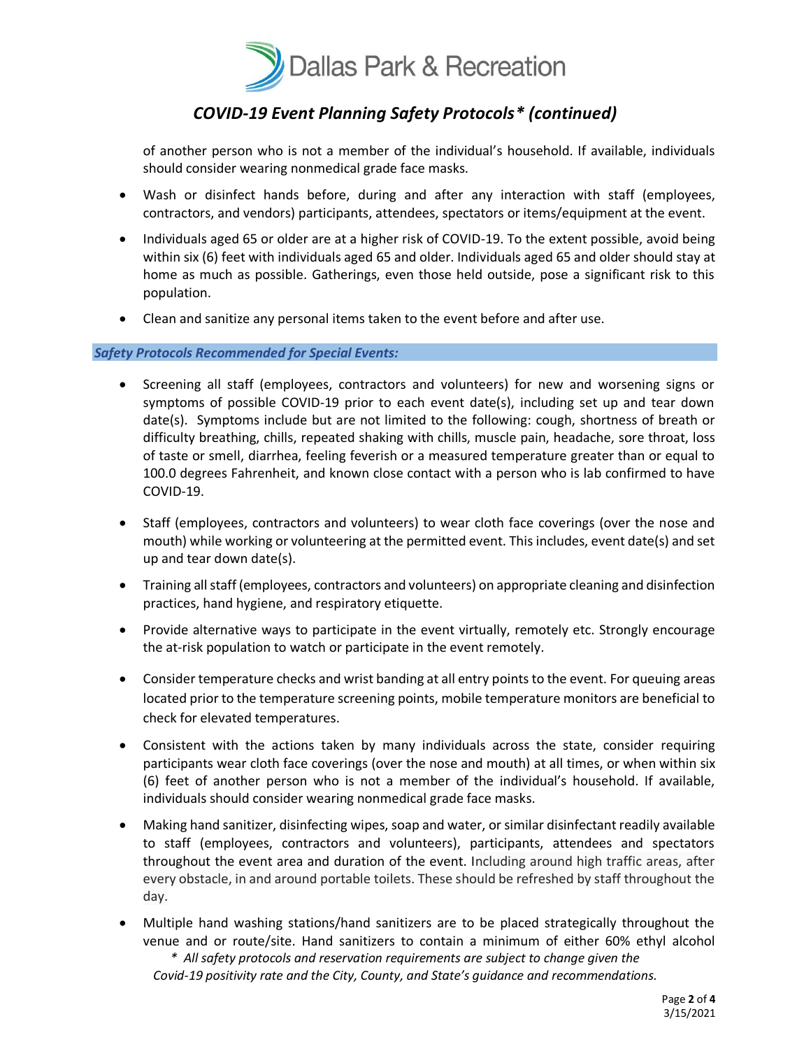of another person who is not a member of the individual's household. If available, individuals should consider wearing nonmedical grade face masks.

- Wash or disinfect hands before, during and after any interaction with staff (employees, contractors, and vendors) participants, attendees, spectators or items/equipment at the event.
- Individuals aged 65 or older are at a higher risk of COVID-19. To the extent possible, avoid being within six (6) feet with individuals aged 65 and older. Individuals aged 65 and older should stay at home as much as possible. Gatherings, even those held outside, pose a significant risk to this population.
- Clean and sanitize any personal items taken to the event before and after use.

### *Safety Protocols Recommended for Special Events:*

- Screening all staff (employees, contractors and volunteers) for new and worsening signs or symptoms of possible COVID-19 prior to each event date(s), including set up and tear down date(s). Symptoms include but are not limited to the following: cough, shortness of breath or difficulty breathing, chills, repeated shaking with chills, muscle pain, headache, sore throat, loss of taste or smell, diarrhea, feeling feverish or a measured temperature greater than or equal to 100.0 degrees Fahrenheit, and known close contact with a person who is lab confirmed to have COVID-19.
- Staff (employees, contractors and volunteers) to wear cloth face coverings (over the nose and mouth) while working or volunteering at the permitted event. This includes, event date(s) and set up and tear down date(s).
- Training all staff (employees, contractors and volunteers) on appropriate cleaning and disinfection practices, hand hygiene, and respiratory etiquette.
- Provide alternative ways to participate in the event virtually, remotely etc. Strongly encourage the at-risk population to watch or participate in the event remotely.
- Consider temperature checks and wrist banding at all entry points to the event. For queuing areas located prior to the temperature screening points, mobile temperature monitors are beneficial to check for elevated temperatures.
- Consistent with the actions taken by many individuals across the state, consider requiring participants wear cloth face coverings (over the nose and mouth) at all times, or when within six (6) feet of another person who is not a member of the individual's household. If available, individuals should consider wearing nonmedical grade face masks.
- Making hand sanitizer, disinfecting wipes, soap and water, or similar disinfectant readily available to staff (employees, contractors and volunteers), participants, attendees and spectators throughout the event area and duration of the event. Including around high traffic areas, after every obstacle, in and around portable toilets. These should be refreshed by staff throughout the day.
- Multiple hand washing stations/hand sanitizers are to be placed strategically throughout the venue and or route/site. Hand sanitizers to contain a minimum of either 60% ethyl alcohol

*\* All safety protocols and reservation requirements are subject to change given the Covid-19 positivity rate and the City, County, and State's guidance and recommendations.*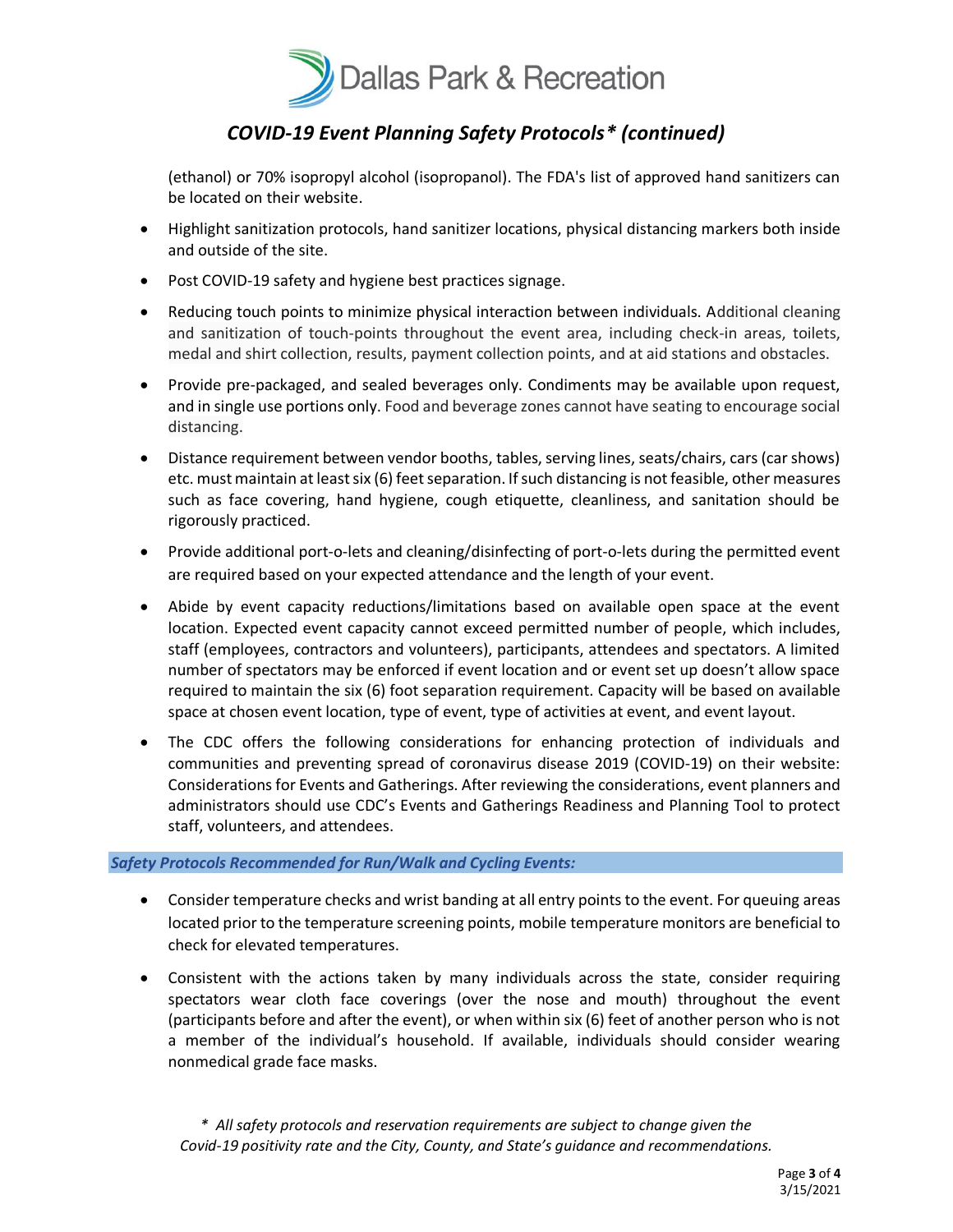(ethanol) or 70% isopropyl alcohol (isopropanol). The FDA's list of approved hand sanitizers can be located on their website.

- Highlight sanitization protocols, hand sanitizer locations, physical distancing markers both inside and outside of the site.
- Post COVID-19 safety and hygiene best practices signage.
- Reducing touch points to minimize physical interaction between individuals. Additional cleaning and sanitization of touch-points throughout the event area, including check-in areas, toilets, medal and shirt collection, results, payment collection points, and at aid stations and obstacles.
- Provide pre-packaged, and sealed beverages only. Condiments may be available upon request, and in single use portions only. Food and beverage zones cannot have seating to encourage social distancing.
- Distance requirement between vendor booths, tables, serving lines, seats/chairs, cars (car shows) etc. must maintain at least six (6) feet separation. If such distancing is not feasible, other measures such as face covering, hand hygiene, cough etiquette, cleanliness, and sanitation should be rigorously practiced.
- Provide additional port-o-lets and cleaning/disinfecting of port-o-lets during the permitted event are required based on your expected attendance and the length of your event.
- Abide by event capacity reductions/limitations based on available open space at the event location. Expected event capacity cannot exceed permitted number of people, which includes, staff (employees, contractors and volunteers), participants, attendees and spectators. A limited number of spectators may be enforced if event location and or event set up doesn't allow space required to maintain the six (6) foot separation requirement. Capacity will be based on available space at chosen event location, type of event, type of activities at event, and event layout.
- The CDC offers the following considerations for enhancing protection of individuals and communities and preventing spread of coronavirus disease 2019 (COVID-19) on their website: Considerations for Events and Gatherings. After reviewing the considerations, event planners and administrators should use CDC's Events and Gatherings Readiness and Planning Tool to protect staff, volunteers, and attendees.

### *Safety Protocols Recommended for Run/Walk and Cycling Events:*

- Consider temperature checks and wrist banding at all entry points to the event. For queuing areas located prior to the temperature screening points, mobile temperature monitors are beneficial to check for elevated temperatures.
- Consistent with the actions taken by many individuals across the state, consider requiring spectators wear cloth face coverings (over the nose and mouth) throughout the event (participants before and after the event), or when within six (6) feet of another person who is not a member of the individual's household. If available, individuals should consider wearing nonmedical grade face masks.

*\* All safety protocols and reservation requirements are subject to change given the Covid-19 positivity rate and the City, County, and State's guidance and recommendations.*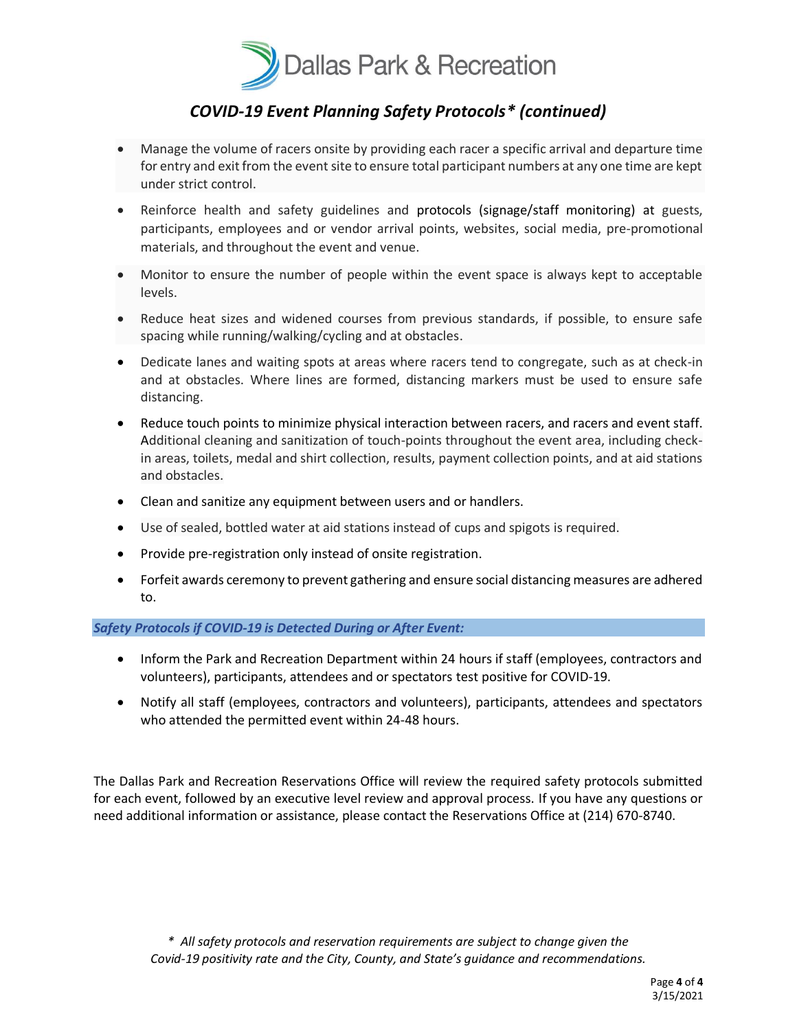## *COVID-19 Event Planning Safety Protocols* (continued)*

- Manage the volume of racers onsite by providing each racer a specific arrival and departure time for entry and exit from the event site to ensure total participant numbers at any one time are kept under strict control.
- Reinforce health and safety guidelines and protocols (signage/staff monitoring) at guests, participants, employees and or vendor arrival points, websites, social media, pre-promotional materials, and throughout the event and venue.
- Monitor to ensure the number of people within the event space is always kept to acceptable levels.
- Reduce heat sizes and widened courses from previous standards, if possible, to ensure safe spacing while running/walking/cycling and at obstacles.
- Dedicate lanes and waiting spots at areas where racers tend to congregate, such as at check-in and at obstacles. Where lines are formed, distancing markers must be used to ensure safe distancing.
- Reduce touch points to minimize physical interaction between racers, and racers and event staff. Additional cleaning and sanitization of touch-points throughout the event area, including check-in areas, toilets, medal and shirt collection, results, payment collection points, and at aid stations and obstacles.
- Clean and sanitize any equipment between users and or handlers.
- Use of sealed, bottled water at aid stations instead of cups and spigots is required.
- Provide pre-registration only instead of onsite registration.
- Forfeit awards ceremony to prevent gathering and ensure social distancing measures are adhered to.

### *Safety Protocols if COVID-19 is Detected During or After Event:*

- Inform the Park and Recreation Department within 24 hours if staff (employees, contractors and volunteers), participants, attendees and or spectators test positive for COVID-19.
- Notify all staff (employees, contractors and volunteers), participants, attendees and spectators who attended the permitted event within 24-48 hours.

The Dallas Park and Recreation Reservations Office will review the required safety protocols submitted for each event, followed by an executive level review and approval process. If you have any questions or need additional information or assistance, please contact the Reservations Office at (214) 670-8740.

*\* All safety protocols and reservation requirements are subject to change given the Covid-19 positivity rate and the City, County, and State's guidance and recommendations.*

3/15/2021